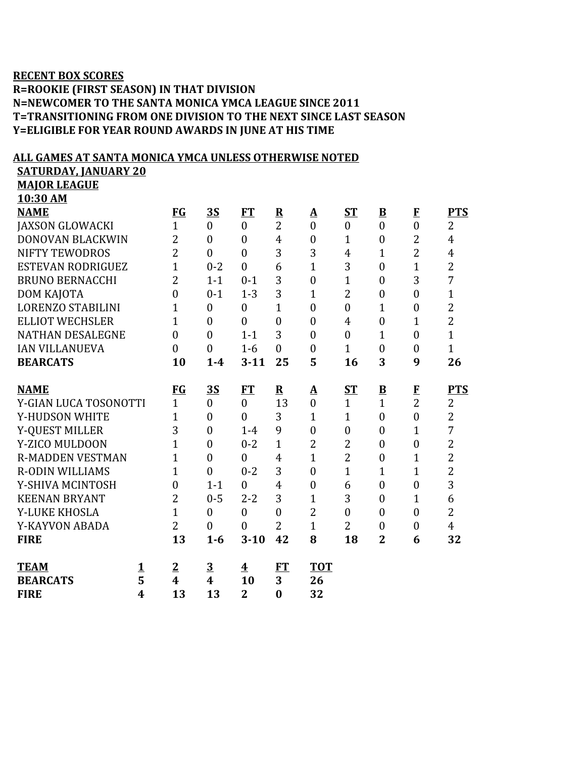**RECENT BOX SCORES**
**R=ROOKIE (FIRST SEASON) IN THAT DIVISION**
**N=NEWCOMER TO THE SANTA MONICA YMCA LEAGUE SINCE 2011**
**T=TRANSITIONING FROM ONE DIVISION TO THE NEXT SINCE LAST SEASON**
**Y=ELIGIBLE FOR YEAR ROUND AWARDS IN JUNE AT HIS TIME**

**ALL GAMES AT SANTA MONICA YMCA UNLESS OTHERWISE NOTED**

**SATURDAY, JANUARY 20**
**MAJOR LEAGUE**
**10:30 AM**

| NAME | FG | 3S | FT | R | A | ST | B | F | PTS |
|---|---|---|---|---|---|---|---|---|---|
| JAXSON GLOWACKI | 1 | 0 | 0 | 2 | 0 | 0 | 0 | 0 | 2 |
| DONOVAN BLACKWIN | 2 | 0 | 0 | 4 | 0 | 1 | 0 | 2 | 4 |
| NIFTY TEWODROS | 2 | 0 | 0 | 3 | 3 | 4 | 1 | 2 | 4 |
| ESTEVAN RODRIGUEZ | 1 | 0-2 | 0 | 6 | 1 | 3 | 0 | 1 | 2 |
| BRUNO BERNACCHI | 2 | 1-1 | 0-1 | 3 | 0 | 1 | 0 | 3 | 7 |
| DOM KAJOTA | 0 | 0-1 | 1-3 | 3 | 1 | 2 | 0 | 0 | 1 |
| LORENZO STABILINI | 1 | 0 | 0 | 1 | 0 | 0 | 1 | 0 | 2 |
| ELLIOT WECHSLER | 1 | 0 | 0 | 0 | 0 | 4 | 0 | 1 | 2 |
| NATHAN DESALEGNE | 0 | 0 | 1-1 | 3 | 0 | 0 | 1 | 0 | 1 |
| IAN VILLANUEVA | 0 | 0 | 1-6 | 0 | 0 | 1 | 0 | 0 | 1 |
| **BEARCATS** | **10** | **1-4** | **3-11** | **25** | **5** | **16** | **3** | **9** | **26** |

| NAME | FG | 3S | FT | R | A | ST | B | F | PTS |
|---|---|---|---|---|---|---|---|---|---|
| Y-GIAN LUCA TOSONOTTI | 1 | 0 | 0 | 13 | 0 | 1 | 1 | 2 | 2 |
| Y-HUDSON WHITE | 1 | 0 | 0 | 3 | 1 | 1 | 0 | 0 | 2 |
| Y-QUEST MILLER | 3 | 0 | 1-4 | 9 | 0 | 0 | 0 | 1 | 7 |
| Y-ZICO MULDOON | 1 | 0 | 0-2 | 1 | 2 | 2 | 0 | 0 | 2 |
| R-MADDEN VESTMAN | 1 | 0 | 0 | 4 | 1 | 2 | 0 | 1 | 2 |
| R-ODIN WILLIAMS | 1 | 0 | 0-2 | 3 | 0 | 1 | 1 | 1 | 2 |
| Y-SHIVA MCINTOSH | 0 | 1-1 | 0 | 4 | 0 | 6 | 0 | 0 | 3 |
| KEENAN BRYANT | 2 | 0-5 | 2-2 | 3 | 1 | 3 | 0 | 1 | 6 |
| Y-LUKE KHOSLA | 1 | 0 | 0 | 0 | 2 | 0 | 0 | 0 | 2 |
| Y-KAYVON ABADA | 2 | 0 | 0 | 2 | 1 | 2 | 0 | 0 | 4 |
| **FIRE** | **13** | **1-6** | **3-10** | **42** | **8** | **18** | **2** | **6** | **32** |

| TEAM | 1 | 2 | 3 | 4 | FT | TOT |
|---|---|---|---|---|---|---|
| **BEARCATS** | **5** | **4** | **4** | **10** | **3** | **26** |
| **FIRE** | **4** | **13** | **13** | **2** | **0** | **32** |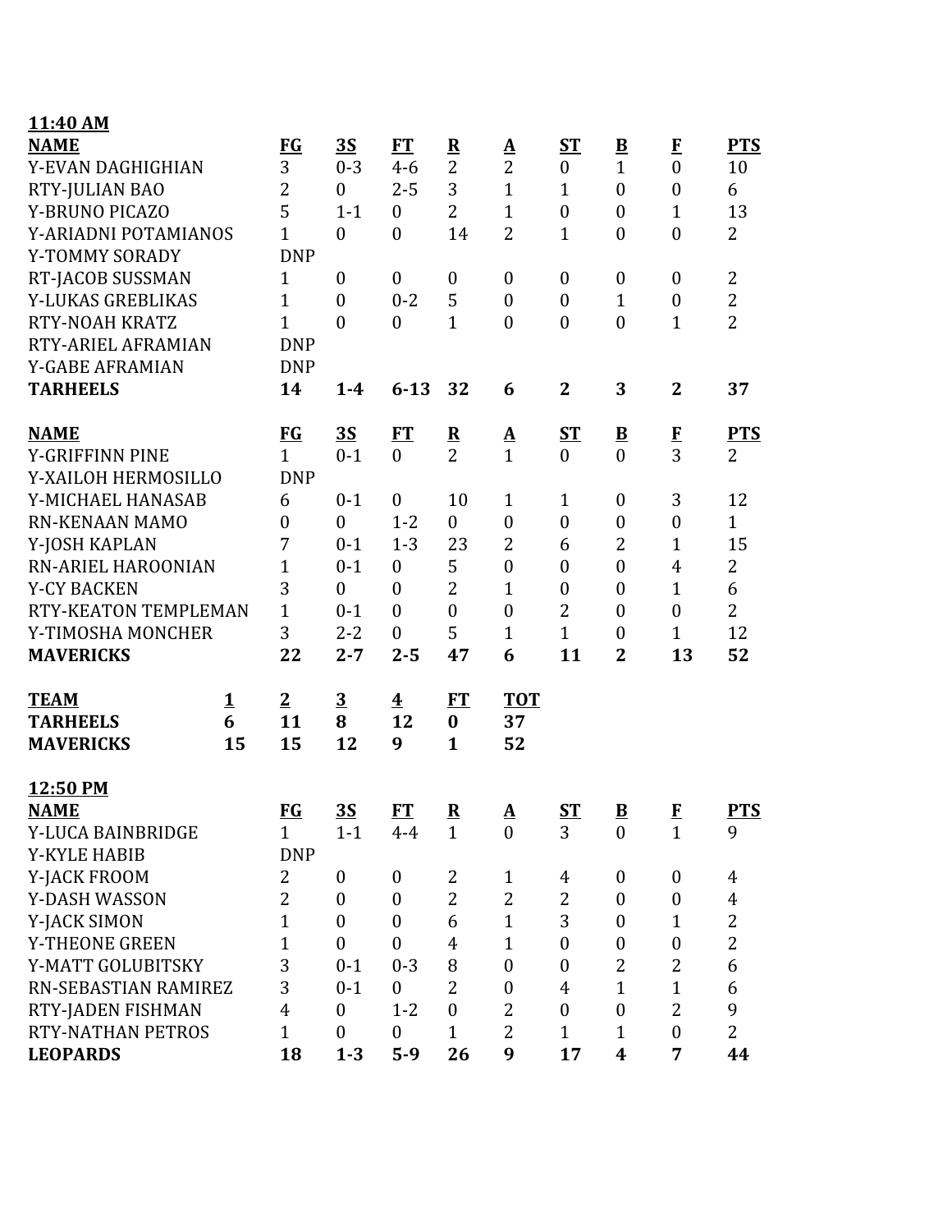**11:40 AM**

| NAME | FG | 3S | FT | R | A | ST | B | F | PTS |
|---|---|---|---|---|---|---|---|---|---|
| Y-EVAN DAGHIGHIAN | 3 | 0-3 | 4-6 | 2 | 2 | 0 | 1 | 0 | 10 |
| RTY-JULIAN BAO | 2 | 0 | 2-5 | 3 | 1 | 1 | 0 | 0 | 6 |
| Y-BRUNO PICAZO | 5 | 1-1 | 0 | 2 | 1 | 0 | 0 | 1 | 13 |
| Y-ARIADNI POTAMIANOS | 1 | 0 | 0 | 14 | 2 | 1 | 0 | 0 | 2 |
| Y-TOMMY SORADY | DNP | | | | | | | | |
| RT-JACOB SUSSMAN | 1 | 0 | 0 | 0 | 0 | 0 | 0 | 0 | 2 |
| Y-LUKAS GREBLIKAS | 1 | 0 | 0-2 | 5 | 0 | 0 | 1 | 0 | 2 |
| RTY-NOAH KRATZ | 1 | 0 | 0 | 1 | 0 | 0 | 0 | 1 | 2 |
| RTY-ARIEL AFRAMIAN | DNP | | | | | | | | |
| Y-GABE AFRAMIAN | DNP | | | | | | | | |
| **TARHEELS** | **14** | **1-4** | **6-13** | **32** | **6** | **2** | **3** | **2** | **37** |

| NAME | FG | 3S | FT | R | A | ST | B | F | PTS |
|---|---|---|---|---|---|---|---|---|---|
| Y-GRIFFINN PINE | 1 | 0-1 | 0 | 2 | 1 | 0 | 0 | 3 | 2 |
| Y-XAILOH HERMOSILLO | DNP | | | | | | | | |
| Y-MICHAEL HANASAB | 6 | 0-1 | 0 | 10 | 1 | 1 | 0 | 3 | 12 |
| RN-KENAAN MAMO | 0 | 0 | 1-2 | 0 | 0 | 0 | 0 | 0 | 1 |
| Y-JOSH KAPLAN | 7 | 0-1 | 1-3 | 23 | 2 | 6 | 2 | 1 | 15 |
| RN-ARIEL HAROONIAN | 1 | 0-1 | 0 | 5 | 0 | 0 | 0 | 4 | 2 |
| Y-CY BACKEN | 3 | 0 | 0 | 2 | 1 | 0 | 0 | 1 | 6 |
| RTY-KEATON TEMPLEMAN | 1 | 0-1 | 0 | 0 | 0 | 2 | 0 | 0 | 2 |
| Y-TIMOSHA MONCHER | 3 | 2-2 | 0 | 5 | 1 | 1 | 0 | 1 | 12 |
| **MAVERICKS** | **22** | **2-7** | **2-5** | **47** | **6** | **11** | **2** | **13** | **52** |

| TEAM | 1 | 2 | 3 | 4 | FT | TOT |
|---|---|---|---|---|---|---|
| **TARHEELS** | **6** | **11** | **8** | **12** | **0** | **37** |
| **MAVERICKS** | **15** | **15** | **12** | **9** | **1** | **52** |

**12:50 PM**

| NAME | FG | 3S | FT | R | A | ST | B | F | PTS |
|---|---|---|---|---|---|---|---|---|---|
| Y-LUCA BAINBRIDGE | 1 | 1-1 | 4-4 | 1 | 0 | 3 | 0 | 1 | 9 |
| Y-KYLE HABIB | DNP | | | | | | | | |
| Y-JACK FROOM | 2 | 0 | 0 | 2 | 1 | 4 | 0 | 0 | 4 |
| Y-DASH WASSON | 2 | 0 | 0 | 2 | 2 | 2 | 0 | 0 | 4 |
| Y-JACK SIMON | 1 | 0 | 0 | 6 | 1 | 3 | 0 | 1 | 2 |
| Y-THEONE GREEN | 1 | 0 | 0 | 4 | 1 | 0 | 0 | 0 | 2 |
| Y-MATT GOLUBITSKY | 3 | 0-1 | 0-3 | 8 | 0 | 0 | 2 | 2 | 6 |
| RN-SEBASTIAN RAMIREZ | 3 | 0-1 | 0 | 2 | 0 | 4 | 1 | 1 | 6 |
| RTY-JADEN FISHMAN | 4 | 0 | 1-2 | 0 | 2 | 0 | 0 | 2 | 9 |
| RTY-NATHAN PETROS | 1 | 0 | 0 | 1 | 2 | 1 | 1 | 0 | 2 |
| **LEOPARDS** | **18** | **1-3** | **5-9** | **26** | **9** | **17** | **4** | **7** | **44** |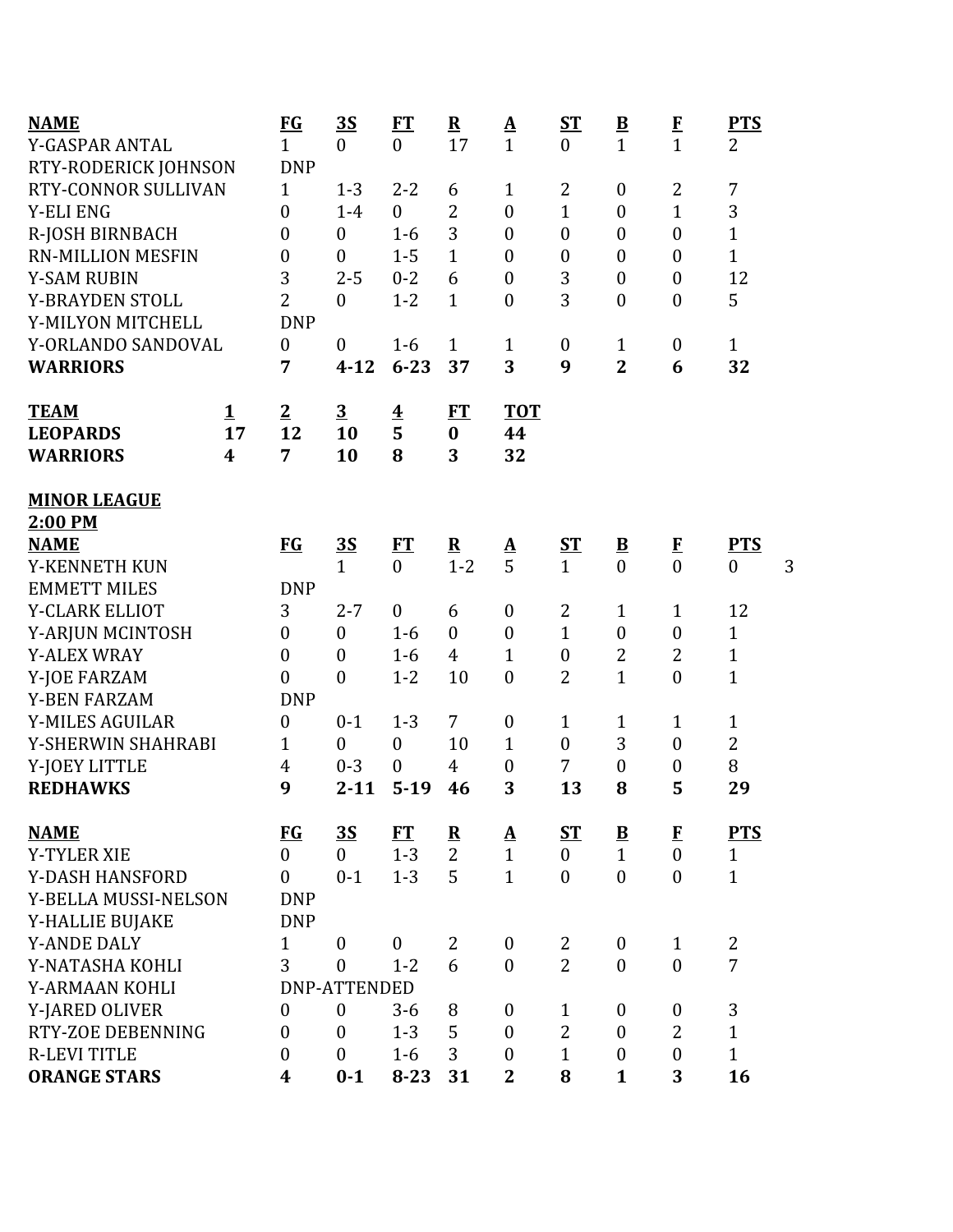| **NAME** | **FG** | **3S** | **FT** | **R** | **A** | **ST** | **B** | **F** | **PTS** |
|---|---|---|---|---|---|---|---|---|---|
| Y-GASPAR ANTAL | 1 | 0 | 0 | 17 | 1 | 0 | 1 | 1 | 2 |
| RTY-RODERICK JOHNSON | DNP | | | | | | | | |
| RTY-CONNOR SULLIVAN | 1 | 1-3 | 2-2 | 6 | 1 | 2 | 0 | 2 | 7 |
| Y-ELI ENG | 0 | 1-4 | 0 | 2 | 0 | 1 | 0 | 1 | 3 |
| R-JOSH BIRNBACH | 0 | 0 | 1-6 | 3 | 0 | 0 | 0 | 0 | 1 |
| RN-MILLION MESFIN | 0 | 0 | 1-5 | 1 | 0 | 0 | 0 | 0 | 1 |
| Y-SAM RUBIN | 3 | 2-5 | 0-2 | 6 | 0 | 3 | 0 | 0 | 12 |
| Y-BRAYDEN STOLL | 2 | 0 | 1-2 | 1 | 0 | 3 | 0 | 0 | 5 |
| Y-MILYON MITCHELL | DNP | | | | | | | | |
| Y-ORLANDO SANDOVAL | 0 | 0 | 1-6 | 1 | 1 | 0 | 1 | 0 | 1 |
| **WARRIORS** | **7** | **4-12** | **6-23** | **37** | **3** | **9** | **2** | **6** | **32** |

| **TEAM** | **1** | **2** | **3** | **4** | **FT** | **TOT** |
|---|---|---|---|---|---|---|
| **LEOPARDS** | **17** | **12** | **10** | **5** | **0** | **44** |
| **WARRIORS** | **4** | **7** | **10** | **8** | **3** | **32** |

**MINOR LEAGUE**

**2:00 PM**

| **NAME** | **FG** | **3S** | **FT** | **R** | **A** | **ST** | **B** | **F** | **PTS** | |
|---|---|---|---|---|---|---|---|---|---|---|
| Y-KENNETH KUN | | 1 | 0 | 1-2 | 5 | 1 | 0 | 0 | 0 | 3 |
| EMMETT MILES | DNP | | | | | | | | | |
| Y-CLARK ELLIOT | 3 | 2-7 | 0 | 6 | 0 | 2 | 1 | 1 | 12 | |
| Y-ARJUN MCINTOSH | 0 | 0 | 1-6 | 0 | 0 | 1 | 0 | 0 | 1 | |
| Y-ALEX WRAY | 0 | 0 | 1-6 | 4 | 1 | 0 | 2 | 2 | 1 | |
| Y-JOE FARZAM | 0 | 0 | 1-2 | 10 | 0 | 2 | 1 | 0 | 1 | |
| Y-BEN FARZAM | DNP | | | | | | | | | |
| Y-MILES AGUILAR | 0 | 0-1 | 1-3 | 7 | 0 | 1 | 1 | 1 | 1 | |
| Y-SHERWIN SHAHRABI | 1 | 0 | 0 | 10 | 1 | 0 | 3 | 0 | 2 | |
| Y-JOEY LITTLE | 4 | 0-3 | 0 | 4 | 0 | 7 | 0 | 0 | 8 | |
| **REDHAWKS** | **9** | **2-11** | **5-19** | **46** | **3** | **13** | **8** | **5** | **29** | |

| **NAME** | **FG** | **3S** | **FT** | **R** | **A** | **ST** | **B** | **F** | **PTS** |
|---|---|---|---|---|---|---|---|---|---|
| Y-TYLER XIE | 0 | 0 | 1-3 | 2 | 1 | 0 | 1 | 0 | 1 |
| Y-DASH HANSFORD | 0 | 0-1 | 1-3 | 5 | 1 | 0 | 0 | 0 | 1 |
| Y-BELLA MUSSI-NELSON | DNP | | | | | | | | |
| Y-HALLIE BUJAKE | DNP | | | | | | | | |
| Y-ANDE DALY | 1 | 0 | 0 | 2 | 0 | 2 | 0 | 1 | 2 |
| Y-NATASHA KOHLI | 3 | 0 | 1-2 | 6 | 0 | 2 | 0 | 0 | 7 |
| Y-ARMAAN KOHLI | DNP-ATTENDED | | | | | | | | |
| Y-JARED OLIVER | 0 | 0 | 3-6 | 8 | 0 | 1 | 0 | 0 | 3 |
| RTY-ZOE DEBENNING | 0 | 0 | 1-3 | 5 | 0 | 2 | 0 | 2 | 1 |
| R-LEVI TITLE | 0 | 0 | 1-6 | 3 | 0 | 1 | 0 | 0 | 1 |
| **ORANGE STARS** | **4** | **0-1** | **8-23** | **31** | **2** | **8** | **1** | **3** | **16** |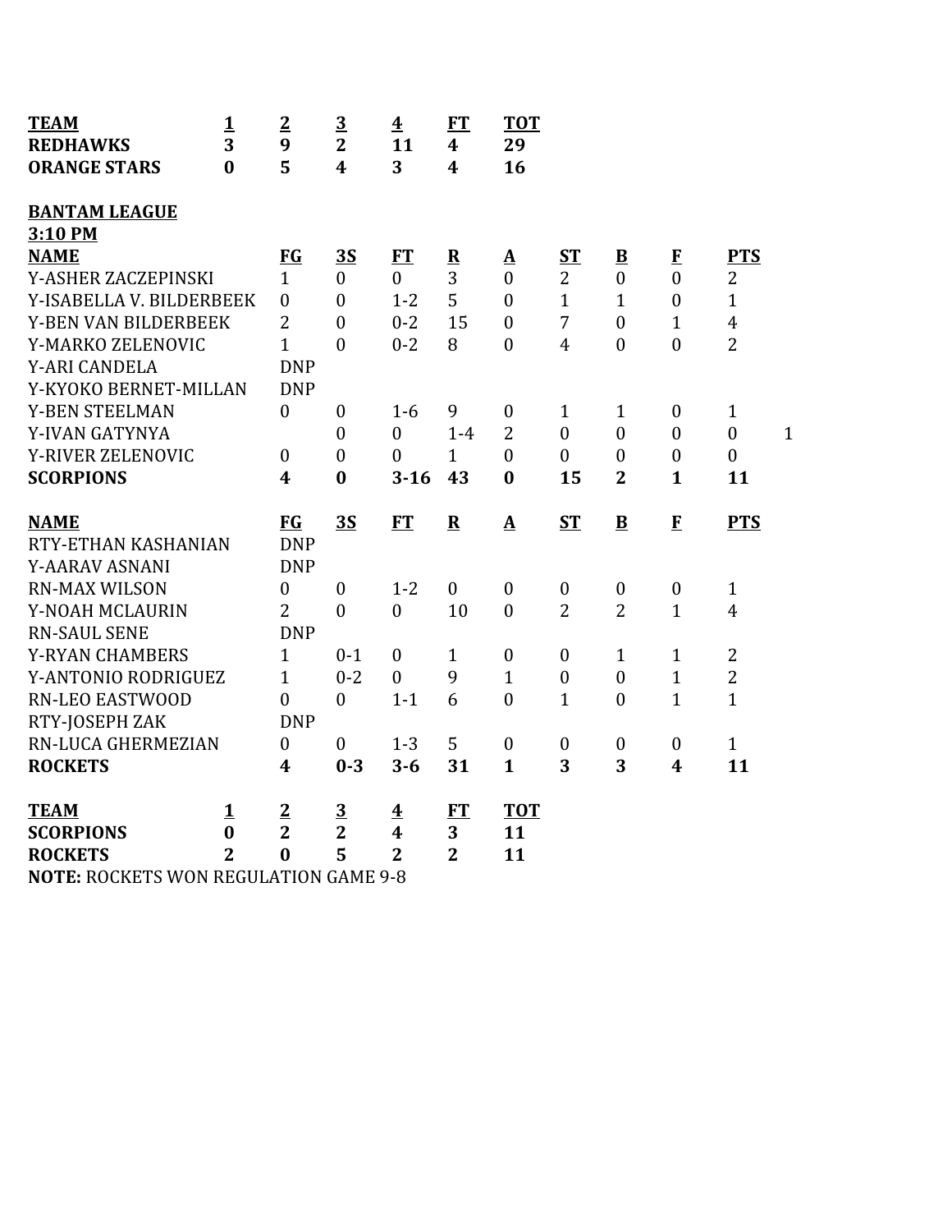| TEAM | 1 | 2 | 3 | 4 | FT | TOT |
|---|---|---|---|---|---|---|
| **REDHAWKS** | **3** | **9** | **2** | **11** | **4** | **29** |
| **ORANGE STARS** | **0** | **5** | **4** | **3** | **4** | **16** |

**BANTAM LEAGUE**
**3:10 PM**

| NAME | FG | 3S | FT | R | A | ST | B | F | PTS | |
|---|---|---|---|---|---|---|---|---|---|---|
| Y-ASHER ZACZEPINSKI | 1 | 0 | 0 | 3 | 0 | 2 | 0 | 0 | 2 | |
| Y-ISABELLA V. BILDERBEEK | 0 | 0 | 1-2 | 5 | 0 | 1 | 1 | 0 | 1 | |
| Y-BEN VAN BILDERBEEK | 2 | 0 | 0-2 | 15 | 0 | 7 | 0 | 1 | 4 | |
| Y-MARKO ZELENOVIC | 1 | 0 | 0-2 | 8 | 0 | 4 | 0 | 0 | 2 | |
| Y-ARI CANDELA | DNP | | | | | | | | | |
| Y-KYOKO BERNET-MILLAN | DNP | | | | | | | | | |
| Y-BEN STEELMAN | 0 | 0 | 1-6 | 9 | 0 | 1 | 1 | 0 | 1 | |
| Y-IVAN GATYNYA | | 0 | 0 | 1-4 | 2 | 0 | 0 | 0 | 0 | 1 |
| Y-RIVER ZELENOVIC | 0 | 0 | 0 | 1 | 0 | 0 | 0 | 0 | 0 | |
| **SCORPIONS** | **4** | **0** | **3-16** | **43** | **0** | **15** | **2** | **1** | **11** | |

| NAME | FG | 3S | FT | R | A | ST | B | F | PTS |
|---|---|---|---|---|---|---|---|---|---|
| RTY-ETHAN KASHANIAN | DNP | | | | | | | | |
| Y-AARAV ASNANI | DNP | | | | | | | | |
| RN-MAX WILSON | 0 | 0 | 1-2 | 0 | 0 | 0 | 0 | 0 | 1 |
| Y-NOAH MCLAURIN | 2 | 0 | 0 | 10 | 0 | 2 | 2 | 1 | 4 |
| RN-SAUL SENE | DNP | | | | | | | | |
| Y-RYAN CHAMBERS | 1 | 0-1 | 0 | 1 | 0 | 0 | 1 | 1 | 2 |
| Y-ANTONIO RODRIGUEZ | 1 | 0-2 | 0 | 9 | 1 | 0 | 0 | 1 | 2 |
| RN-LEO EASTWOOD | 0 | 0 | 1-1 | 6 | 0 | 1 | 0 | 1 | 1 |
| RTY-JOSEPH ZAK | DNP | | | | | | | | |
| RN-LUCA GHERMEZIAN | 0 | 0 | 1-3 | 5 | 0 | 0 | 0 | 0 | 1 |
| **ROCKETS** | **4** | **0-3** | **3-6** | **31** | **1** | **3** | **3** | **4** | **11** |

| TEAM | 1 | 2 | 3 | 4 | FT | TOT |
|---|---|---|---|---|---|---|
| **SCORPIONS** | **0** | **2** | **2** | **4** | **3** | **11** |
| **ROCKETS** | **2** | **0** | **5** | **2** | **2** | **11** |

**NOTE:** ROCKETS WON REGULATION GAME 9-8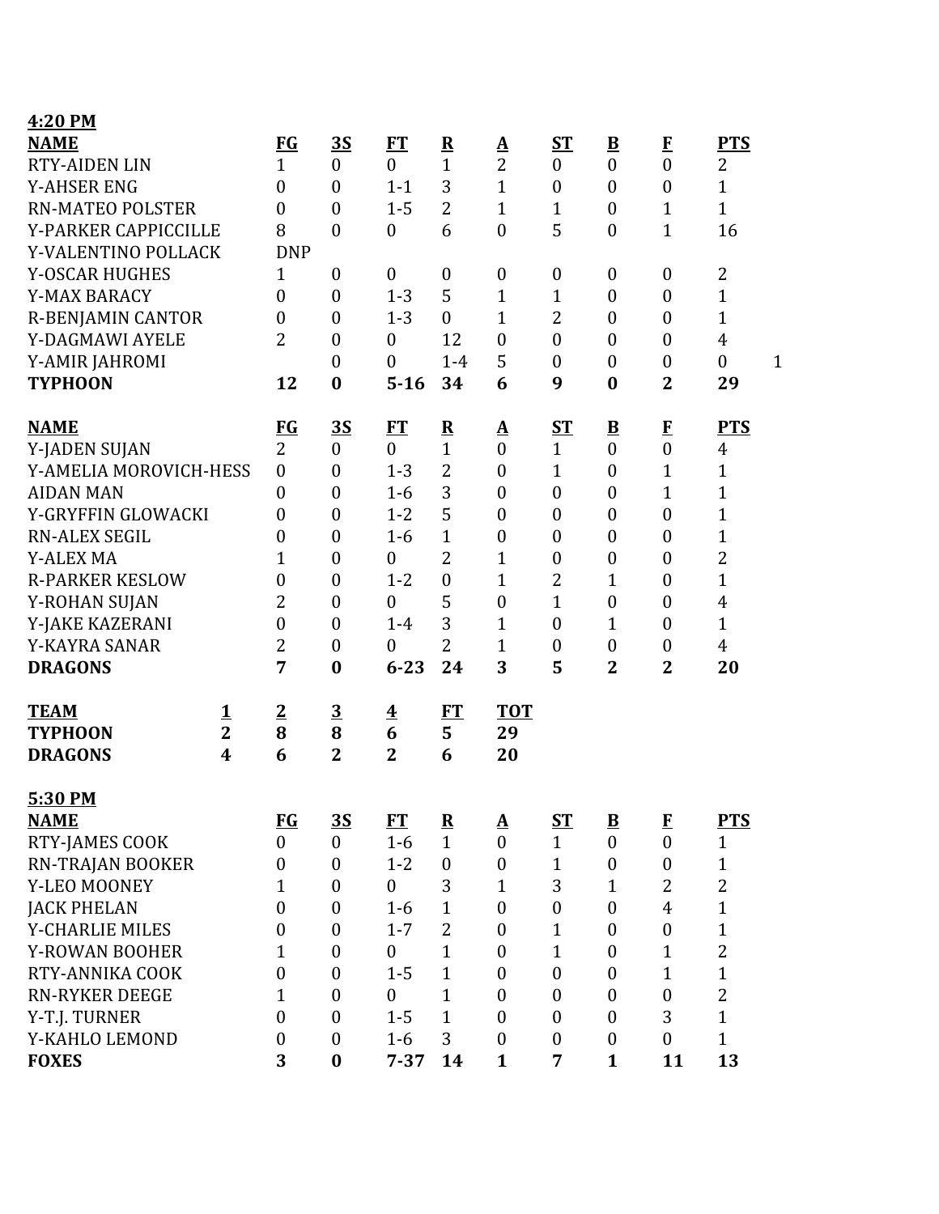**4:20 PM**

| NAME | FG | 3S | FT | R | A | ST | B | F | PTS | |
|---|---|---|---|---|---|---|---|---|---|---|
| RTY-AIDEN LIN | 1 | 0 | 0 | 1 | 2 | 0 | 0 | 0 | 2 | |
| Y-AHSER ENG | 0 | 0 | 1-1 | 3 | 1 | 0 | 0 | 0 | 1 | |
| RN-MATEO POLSTER | 0 | 0 | 1-5 | 2 | 1 | 1 | 0 | 1 | 1 | |
| Y-PARKER CAPPICCILLE | 8 | 0 | 0 | 6 | 0 | 5 | 0 | 1 | 16 | |
| Y-VALENTINO POLLACK | DNP | | | | | | | | | |
| Y-OSCAR HUGHES | 1 | 0 | 0 | 0 | 0 | 0 | 0 | 0 | 2 | |
| Y-MAX BARACY | 0 | 0 | 1-3 | 5 | 1 | 1 | 0 | 0 | 1 | |
| R-BENJAMIN CANTOR | 0 | 0 | 1-3 | 0 | 1 | 2 | 0 | 0 | 1 | |
| Y-DAGMAWI AYELE | 2 | 0 | 0 | 12 | 0 | 0 | 0 | 0 | 4 | |
| Y-AMIR JAHROMI | | 0 | 0 | 1-4 | 5 | 0 | 0 | 0 | 0 | 1 |
| **TYPHOON** | **12** | **0** | **5-16** | **34** | **6** | **9** | **0** | **2** | **29** | |

| NAME | FG | 3S | FT | R | A | ST | B | F | PTS |
|---|---|---|---|---|---|---|---|---|---|
| Y-JADEN SUJAN | 2 | 0 | 0 | 1 | 0 | 1 | 0 | 0 | 4 |
| Y-AMELIA MOROVICH-HESS | 0 | 0 | 1-3 | 2 | 0 | 1 | 0 | 1 | 1 |
| AIDAN MAN | 0 | 0 | 1-6 | 3 | 0 | 0 | 0 | 1 | 1 |
| Y-GRYFFIN GLOWACKI | 0 | 0 | 1-2 | 5 | 0 | 0 | 0 | 0 | 1 |
| RN-ALEX SEGIL | 0 | 0 | 1-6 | 1 | 0 | 0 | 0 | 0 | 1 |
| Y-ALEX MA | 1 | 0 | 0 | 2 | 1 | 0 | 0 | 0 | 2 |
| R-PARKER KESLOW | 0 | 0 | 1-2 | 0 | 1 | 2 | 1 | 0 | 1 |
| Y-ROHAN SUJAN | 2 | 0 | 0 | 5 | 0 | 1 | 0 | 0 | 4 |
| Y-JAKE KAZERANI | 0 | 0 | 1-4 | 3 | 1 | 0 | 1 | 0 | 1 |
| Y-KAYRA SANAR | 2 | 0 | 0 | 2 | 1 | 0 | 0 | 0 | 4 |
| **DRAGONS** | **7** | **0** | **6-23** | **24** | **3** | **5** | **2** | **2** | **20** |

| TEAM | 1 | 2 | 3 | 4 | FT | TOT |
|---|---|---|---|---|---|---|
| **TYPHOON** | **2** | **8** | **8** | **6** | **5** | **29** |
| **DRAGONS** | **4** | **6** | **2** | **2** | **6** | **20** |

**5:30 PM**

| NAME | FG | 3S | FT | R | A | ST | B | F | PTS |
|---|---|---|---|---|---|---|---|---|---|
| RTY-JAMES COOK | 0 | 0 | 1-6 | 1 | 0 | 1 | 0 | 0 | 1 |
| RN-TRAJAN BOOKER | 0 | 0 | 1-2 | 0 | 0 | 1 | 0 | 0 | 1 |
| Y-LEO MOONEY | 1 | 0 | 0 | 3 | 1 | 3 | 1 | 2 | 2 |
| JACK PHELAN | 0 | 0 | 1-6 | 1 | 0 | 0 | 0 | 4 | 1 |
| Y-CHARLIE MILES | 0 | 0 | 1-7 | 2 | 0 | 1 | 0 | 0 | 1 |
| Y-ROWAN BOOHER | 1 | 0 | 0 | 1 | 0 | 1 | 0 | 1 | 2 |
| RTY-ANNIKA COOK | 0 | 0 | 1-5 | 1 | 0 | 0 | 0 | 1 | 1 |
| RN-RYKER DEEGE | 1 | 0 | 0 | 1 | 0 | 0 | 0 | 0 | 2 |
| Y-T.J. TURNER | 0 | 0 | 1-5 | 1 | 0 | 0 | 0 | 3 | 1 |
| Y-KAHLO LEMOND | 0 | 0 | 1-6 | 3 | 0 | 0 | 0 | 0 | 1 |
| **FOXES** | **3** | **0** | **7-37** | **14** | **1** | **7** | **1** | **11** | **13** |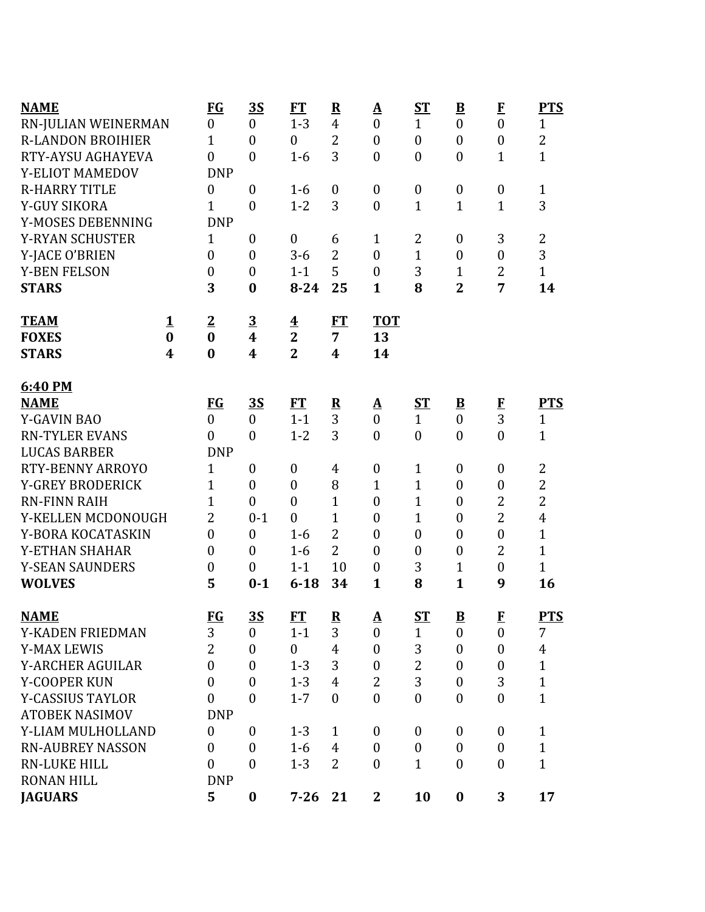| NAME | FG | 3S | FT | R | A | ST | B | F | PTS |
|---|---|---|---|---|---|---|---|---|---|
| RN-JULIAN WEINERMAN | 0 | 0 | 1-3 | 4 | 0 | 1 | 0 | 0 | 1 |
| R-LANDON BROIHIER | 1 | 0 | 0 | 2 | 0 | 0 | 0 | 0 | 2 |
| RTY-AYSU AGHAYEVA | 0 | 0 | 1-6 | 3 | 0 | 0 | 0 | 1 | 1 |
| Y-ELIOT MAMEDOV | DNP | | | | | | | | |
| R-HARRY TITLE | 0 | 0 | 1-6 | 0 | 0 | 0 | 0 | 0 | 1 |
| Y-GUY SIKORA | 1 | 0 | 1-2 | 3 | 0 | 1 | 1 | 1 | 3 |
| Y-MOSES DEBENNING | DNP | | | | | | | | |
| Y-RYAN SCHUSTER | 1 | 0 | 0 | 6 | 1 | 2 | 0 | 3 | 2 |
| Y-JACE O'BRIEN | 0 | 0 | 3-6 | 2 | 0 | 1 | 0 | 0 | 3 |
| Y-BEN FELSON | 0 | 0 | 1-1 | 5 | 0 | 3 | 1 | 2 | 1 |
| **STARS** | **3** | **0** | **8-24** | **25** | **1** | **8** | **2** | **7** | **14** |

| TEAM | 1 | 2 | 3 | 4 | FT | TOT |
|---|---|---|---|---|---|---|
| **FOXES** | **0** | **0** | **4** | **2** | **7** | **13** |
| **STARS** | **4** | **0** | **4** | **2** | **4** | **14** |

**6:40 PM**

| NAME | FG | 3S | FT | R | A | ST | B | F | PTS |
|---|---|---|---|---|---|---|---|---|---|
| Y-GAVIN BAO | 0 | 0 | 1-1 | 3 | 0 | 1 | 0 | 3 | 1 |
| RN-TYLER EVANS | 0 | 0 | 1-2 | 3 | 0 | 0 | 0 | 0 | 1 |
| LUCAS BARBER | DNP | | | | | | | | |
| RTY-BENNY ARROYO | 1 | 0 | 0 | 4 | 0 | 1 | 0 | 0 | 2 |
| Y-GREY BRODERICK | 1 | 0 | 0 | 8 | 1 | 1 | 0 | 0 | 2 |
| RN-FINN RAIH | 1 | 0 | 0 | 1 | 0 | 1 | 0 | 2 | 2 |
| Y-KELLEN MCDONOUGH | 2 | 0-1 | 0 | 1 | 0 | 1 | 0 | 2 | 4 |
| Y-BORA KOCATASKIN | 0 | 0 | 1-6 | 2 | 0 | 0 | 0 | 0 | 1 |
| Y-ETHAN SHAHAR | 0 | 0 | 1-6 | 2 | 0 | 0 | 0 | 2 | 1 |
| Y-SEAN SAUNDERS | 0 | 0 | 1-1 | 10 | 0 | 3 | 1 | 0 | 1 |
| **WOLVES** | **5** | **0-1** | **6-18** | **34** | **1** | **8** | **1** | **9** | **16** |

| NAME | FG | 3S | FT | R | A | ST | B | F | PTS |
|---|---|---|---|---|---|---|---|---|---|
| Y-KADEN FRIEDMAN | 3 | 0 | 1-1 | 3 | 0 | 1 | 0 | 0 | 7 |
| Y-MAX LEWIS | 2 | 0 | 0 | 4 | 0 | 3 | 0 | 0 | 4 |
| Y-ARCHER AGUILAR | 0 | 0 | 1-3 | 3 | 0 | 2 | 0 | 0 | 1 |
| Y-COOPER KUN | 0 | 0 | 1-3 | 4 | 2 | 3 | 0 | 3 | 1 |
| Y-CASSIUS TAYLOR | 0 | 0 | 1-7 | 0 | 0 | 0 | 0 | 0 | 1 |
| ATOBEK NASIMOV | DNP | | | | | | | | |
| Y-LIAM MULHOLLAND | 0 | 0 | 1-3 | 1 | 0 | 0 | 0 | 0 | 1 |
| RN-AUBREY NASSON | 0 | 0 | 1-6 | 4 | 0 | 0 | 0 | 0 | 1 |
| RN-LUKE HILL | 0 | 0 | 1-3 | 2 | 0 | 1 | 0 | 0 | 1 |
| RONAN HILL | DNP | | | | | | | | |
| **JAGUARS** | **5** | **0** | **7-26** | **21** | **2** | **10** | **0** | **3** | **17** |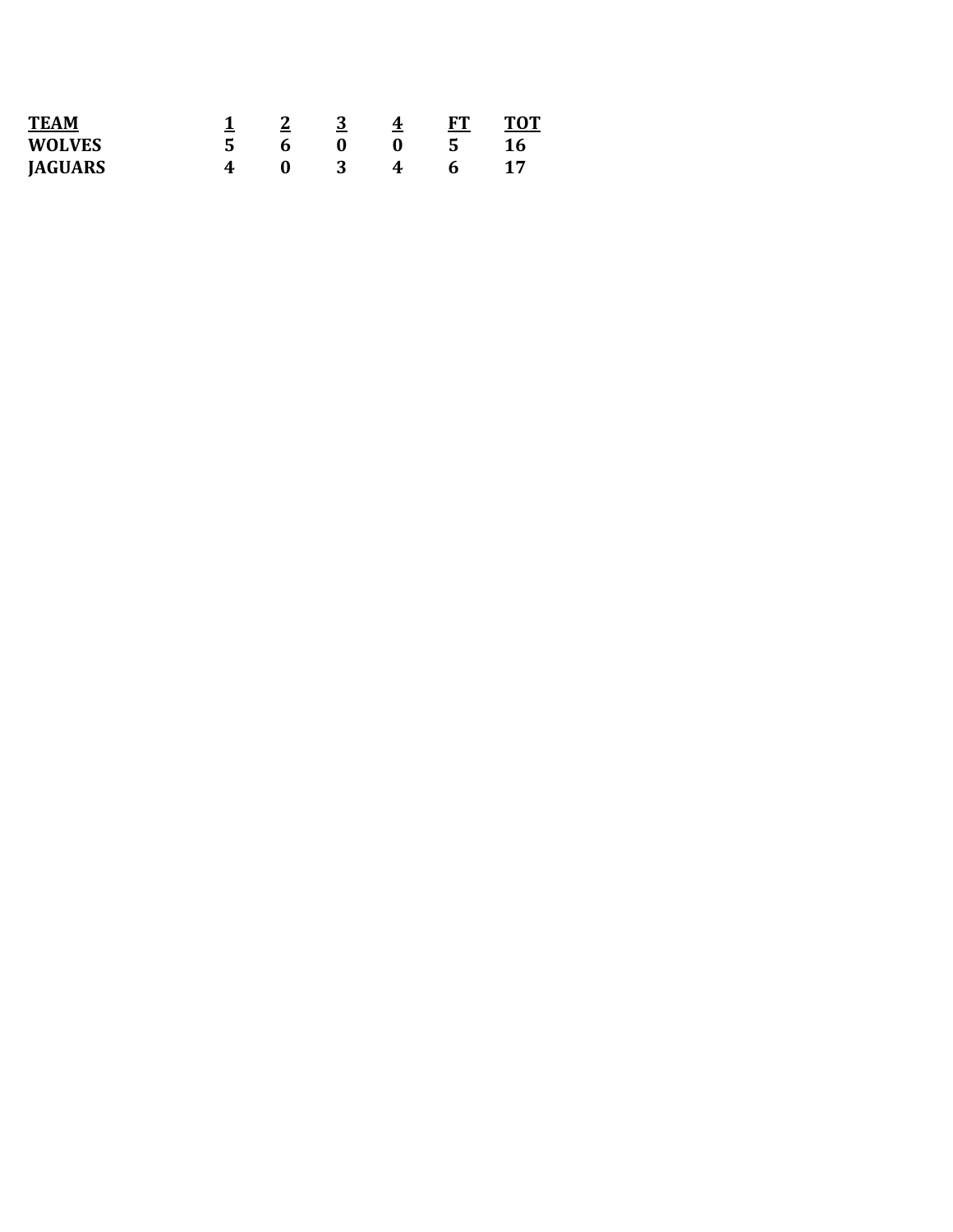| TEAM | 1 | 2 | 3 | 4 | FT | TOT |
|---|---|---|---|---|---|---|
| WOLVES | 5 | 6 | 0 | 0 | 5 | 16 |
| JAGUARS | 4 | 0 | 3 | 4 | 6 | 17 |